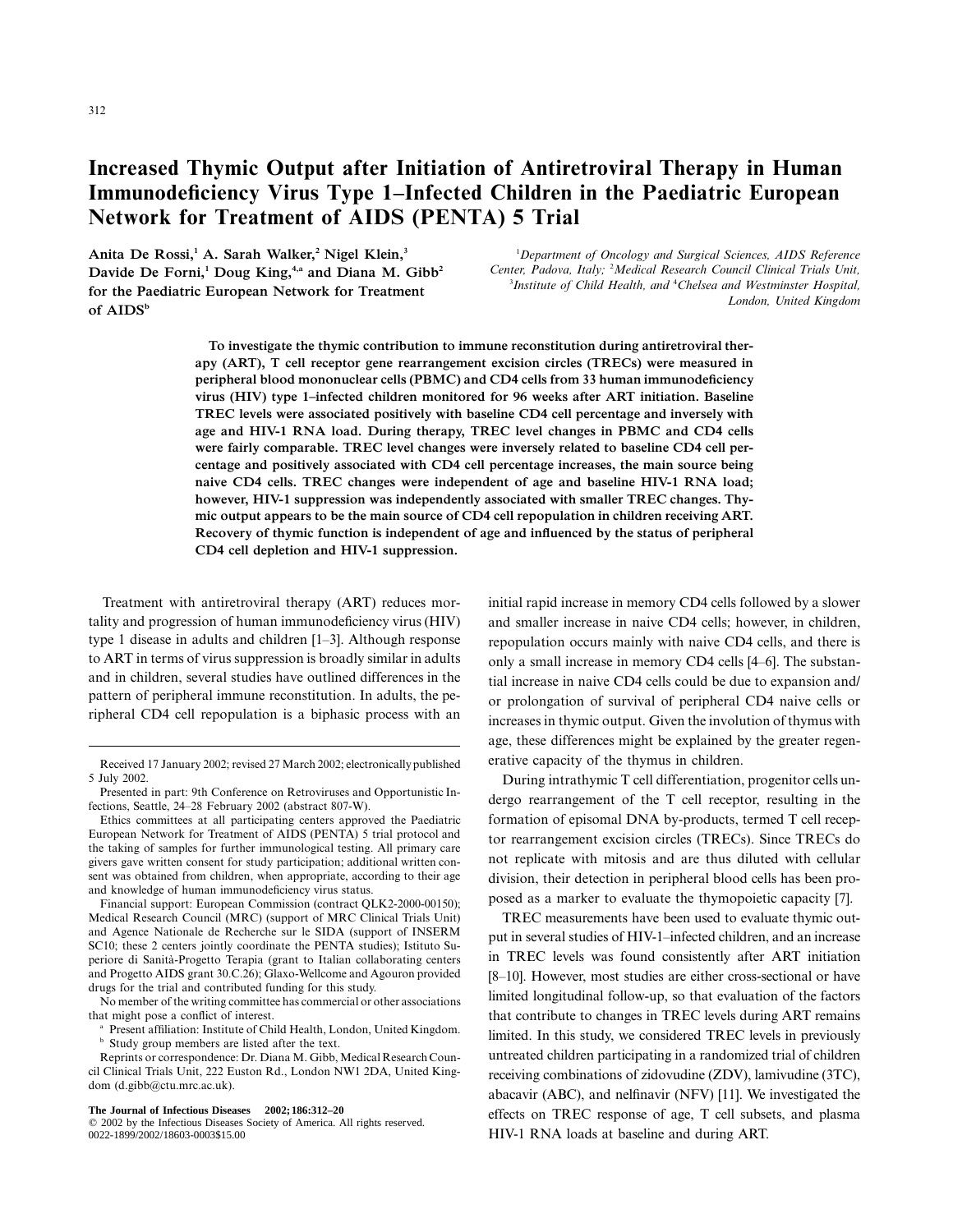# Increased Thymic Output after Initiation of Antiretroviral Therapy in Human Immunodeficiency Virus Type 1–Infected Children in the Paediatric European Network for Treatment of AIDS (PENTA) 5 Trial

**Anita De Rossi,[1] A. Sarah Walker,[2] Nigel Klein,[3] Davide De Forni,[1] Doug King,[4,a] and Diana M. Gibb[2] for the Paediatric European Network for Treatment of AIDS[b]**

[1]Department of Oncology and Surgical Sciences, AIDS Reference Center, Padova, Italy; [2]Medical Research Council Clinical Trials Unit, [3]Institute of Child Health, and [4]Chelsea and Westminster Hospital, London, United Kingdom

**To investigate the thymic contribution to immune reconstitution during antiretroviral therapy (ART), T cell receptor gene rearrangement excision circles (TRECs) were measured in peripheral blood mononuclear cells (PBMC) and CD4 cells from 33 human immunodeficiency virus (HIV) type 1–infected children monitored for 96 weeks after ART initiation. Baseline TREC levels were associated positively with baseline CD4 cell percentage and inversely with age and HIV-1 RNA load. During therapy, TREC level changes in PBMC and CD4 cells were fairly comparable. TREC level changes were inversely related to baseline CD4 cell percentage and positively associated with CD4 cell percentage increases, the main source being naive CD4 cells. TREC changes were independent of age and baseline HIV-1 RNA load; however, HIV-1 suppression was independently associated with smaller TREC changes. Thymic output appears to be the main source of CD4 cell repopulation in children receiving ART. Recovery of thymic function is independent of age and influenced by the status of peripheral CD4 cell depletion and HIV-1 suppression.**

Treatment with antiretroviral therapy (ART) reduces mortality and progression of human immunodeficiency virus (HIV) type 1 disease in adults and children [1–3]. Although response to ART in terms of virus suppression is broadly similar in adults and in children, several studies have outlined differences in the pattern of peripheral immune reconstitution. In adults, the peripheral CD4 cell repopulation is a biphasic process with an initial rapid increase in memory CD4 cells followed by a slower and smaller increase in naive CD4 cells; however, in children, repopulation occurs mainly with naive CD4 cells, and there is only a small increase in memory CD4 cells [4–6]. The substantial increase in naive CD4 cells could be due to expansion and/or prolongation of survival of peripheral CD4 naive cells or increases in thymic output. Given the involution of thymus with age, these differences might be explained by the greater regenerative capacity of the thymus in children.

During intrathymic T cell differentiation, progenitor cells undergo rearrangement of the T cell receptor, resulting in the formation of episomal DNA by-products, termed T cell receptor rearrangement excision circles (TRECs). Since TRECs do not replicate with mitosis and are thus diluted with cellular division, their detection in peripheral blood cells has been proposed as a marker to evaluate the thymopoietic capacity [7].

TREC measurements have been used to evaluate thymic output in several studies of HIV-1–infected children, and an increase in TREC levels was found consistently after ART initiation [8–10]. However, most studies are either cross-sectional or have limited longitudinal follow-up, so that evaluation of the factors that contribute to changes in TREC levels during ART remains limited. In this study, we considered TREC levels in previously untreated children participating in a randomized trial of children receiving combinations of zidovudine (ZDV), lamivudine (3TC), abacavir (ABC), and nelfinavir (NFV) [11]. We investigated the effects on TREC response of age, T cell subsets, and plasma HIV-1 RNA loads at baseline and during ART.

---

Received 17 January 2002; revised 27 March 2002; electronically published 5 July 2002.

Presented in part: 9th Conference on Retroviruses and Opportunistic Infections, Seattle, 24–28 February 2002 (abstract 807-W).

Ethics committees at all participating centers approved the Paediatric European Network for Treatment of AIDS (PENTA) 5 trial protocol and the taking of samples for further immunological testing. All primary care givers gave written consent for study participation; additional written consent was obtained from children, when appropriate, according to their age and knowledge of human immunodeficiency virus status.

Financial support: European Commission (contract QLK2-2000-00150); Medical Research Council (MRC) (support of MRC Clinical Trials Unit) and Agence Nationale de Recherche sur le SIDA (support of INSERM SC10; these 2 centers jointly coordinate the PENTA studies); Istituto Superiore di Sanità-Progetto Terapia (grant to Italian collaborating centers and Progetto AIDS grant 30.C.26); Glaxo-Wellcome and Agouron provided drugs for the trial and contributed funding for this study.

No member of the writing committee has commercial or other associations that might pose a conflict of interest.

[a] Present affiliation: Institute of Child Health, London, United Kingdom.

[b] Study group members are listed after the text.

Reprints or correspondence: Dr. Diana M. Gibb, Medical Research Council Clinical Trials Unit, 222 Euston Rd., London NW1 2DA, United Kingdom (d.gibb@ctu.mrc.ac.uk).

**The Journal of Infectious Diseases 2002; 186:312–20**
© 2002 by the Infectious Diseases Society of America. All rights reserved.
0022-1899/2002/18603-0003$15.00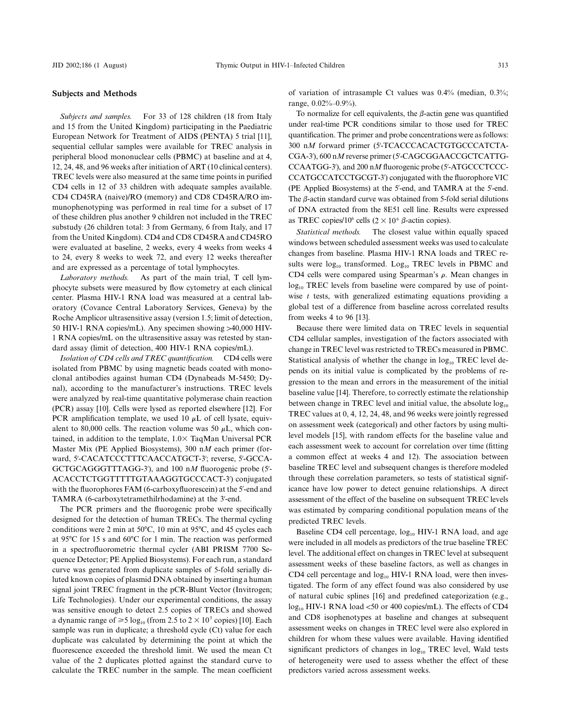## Subjects and Methods

*Subjects and samples.* For 33 of 128 children (18 from Italy and 15 from the United Kingdom) participating in the Paediatric European Network for Treatment of AIDS (PENTA) 5 trial [11], sequential cellular samples were available for TREC analysis in peripheral blood mononuclear cells (PBMC) at baseline and at 4, 12, 24, 48, and 96 weeks after initiation of ART (10 clinical centers). TREC levels were also measured at the same time points in purified CD4 cells in 12 of 33 children with adequate samples available. CD4 CD45RA (naive)/RO (memory) and CD8 CD45RA/RO immunophenotyping was performed in real time for a subset of 17 of these children plus another 9 children not included in the TREC substudy (26 children total: 3 from Germany, 6 from Italy, and 17 from the United Kingdom). CD4 and CD8 CD45RA and CD45RO were evaluated at baseline, 2 weeks, every 4 weeks from weeks 4 to 24, every 8 weeks to week 72, and every 12 weeks thereafter and are expressed as a percentage of total lymphocytes.

*Laboratory methods.* As part of the main trial, T cell lymphocyte subsets were measured by flow cytometry at each clinical center. Plasma HIV-1 RNA load was measured at a central laboratory (Covance Central Laboratory Services, Geneva) by the Roche Amplicor ultrasensitive assay (version 1.5; limit of detection, 50 HIV-1 RNA copies/mL). Any specimen showing >40,000 HIV-1 RNA copies/mL on the ultrasensitive assay was retested by standard assay (limit of detection, 400 HIV-1 RNA copies/mL).

*Isolation of CD4 cells and TREC quantification.* CD4 cells were isolated from PBMC by using magnetic beads coated with monoclonal antibodies against human CD4 (Dynabeads M-5450; Dynal), according to the manufacturer's instructions. TREC levels were analyzed by real-time quantitative polymerase chain reaction (PCR) assay [10]. Cells were lysed as reported elsewhere [12]. For PCR amplification template, we used 10 $\mu$L of cell lysate, equivalent to 80,000 cells. The reaction volume was 50 $\mu$L, which contained, in addition to the template, 1.0× TaqMan Universal PCR Master Mix (PE Applied Biosystems), 300 n*M* each primer (forward, 5′-CACATCCCTTTCAACCATGCT-3′; reverse, 5′-GCCAGCTGCAGGGTTTAGG-3′), and 100 n*M* fluorogenic probe (5′-ACACCTCTGGTTTTTGTAAAGGTGCCCACT-3′) conjugated with the fluorophores FAM (6-carboxyfluorescein) at the 5′-end and TAMRA (6-carboxytetramethilrhodamine) at the 3′-end.

The PCR primers and the fluorogenic probe were specifically designed for the detection of human TRECs. The thermal cycling conditions were 2 min at 50°C, 10 min at 95°C, and 45 cycles each at 95°C for 15 s and 60°C for 1 min. The reaction was performed in a spectrofluorometric thermal cycler (ABI PRISM 7700 Sequence Detector; PE Applied Biosystems). For each run, a standard curve was generated from duplicate samples of 5-fold serially diluted known copies of plasmid DNA obtained by inserting a human signal joint TREC fragment in the pCR-Blunt Vector (Invitrogen; Life Technologies). Under our experimental conditions, the assay was sensitive enough to detect 2.5 copies of TRECs and showed a dynamic range of $\geqslant 5 \log_{10}$ (from 2.5 to $2 \times 10^5$ copies) [10]. Each sample was run in duplicate; a threshold cycle (Ct) value for each duplicate was calculated by determining the point at which the fluorescence exceeded the threshold limit. We used the mean Ct value of the 2 duplicates plotted against the standard curve to calculate the TREC number in the sample. The mean coefficient of variation of intrasample Ct values was 0.4% (median, 0.3%; range, 0.02%–0.9%).

To normalize for cell equivalents, the $\beta$-actin gene was quantified under real-time PCR conditions similar to those used for TREC quantification. The primer and probe concentrations were as follows: 300 n*M* forward primer (5′-TCACCCACACTGTGCCCATCTACGA-3′), 600 n*M* reverse primer (5′-CAGCGGAACCGCTCATTGCCAATGG-3′), and 200 n*M* fluorogenic probe (5′-ATGCCCTCCCCCATGCCATCCTGCGT-3′) conjugated with the fluorophore VIC (PE Applied Biosystems) at the 5′-end, and TAMRA at the 5′-end. The $\beta$-actin standard curve was obtained from 5-fold serial dilutions of DNA extracted from the 8E51 cell line. Results were expressed as TREC copies/$10^6$ cells ($2 \times 10^6$ $\beta$-actin copies).

*Statistical methods.* The closest value within equally spaced windows between scheduled assessment weeks was used to calculate changes from baseline. Plasma HIV-1 RNA loads and TREC results were $\log_{10}$ transformed. $\text{Log}_{10}$ TREC levels in PBMC and CD4 cells were compared using Spearman's $\rho$. Mean changes in $\log_{10}$ TREC levels from baseline were compared by use of pointwise *t* tests, with generalized estimating equations providing a global test of a difference from baseline across correlated results from weeks 4 to 96 [13].

Because there were limited data on TREC levels in sequential CD4 cellular samples, investigation of the factors associated with change in TREC level was restricted to TRECs measured in PBMC. Statistical analysis of whether the change in $\log_{10}$ TREC level depends on its initial value is complicated by the problems of regression to the mean and errors in the measurement of the initial baseline value [14]. Therefore, to correctly estimate the relationship between change in TREC level and initial value, the absolute $\log_{10}$ TREC values at 0, 4, 12, 24, 48, and 96 weeks were jointly regressed on assessment week (categorical) and other factors by using multilevel models [15], with random effects for the baseline value and each assessment week to account for correlation over time (fitting a common effect at weeks 4 and 12). The association between baseline TREC level and subsequent changes is therefore modeled through these correlation parameters, so tests of statistical significance have low power to detect genuine relationships. A direct assessment of the effect of the baseline on subsequent TREC levels was estimated by comparing conditional population means of the predicted TREC levels.

Baseline CD4 cell percentage, $\log_{10}$ HIV-1 RNA load, and age were included in all models as predictors of the true baseline TREC level. The additional effect on changes in TREC level at subsequent assessment weeks of these baseline factors, as well as changes in CD4 cell percentage and $\log_{10}$ HIV-1 RNA load, were then investigated. The form of any effect found was also considered by use of natural cubic splines [16] and predefined categorization (e.g., $\log_{10}$ HIV-1 RNA load <50 or 400 copies/mL). The effects of CD4 and CD8 isophenotypes at baseline and changes at subsequent assessment weeks on changes in TREC level were also explored in children for whom these values were available. Having identified significant predictors of changes in $\log_{10}$ TREC level, Wald tests of heterogeneity were used to assess whether the effect of these predictors varied across assessment weeks.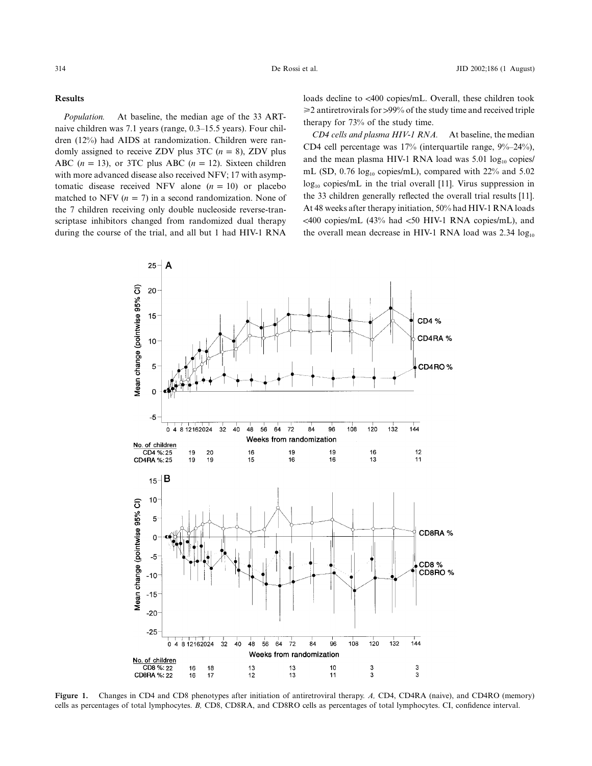## Results

*Population.* At baseline, the median age of the 33 ART-naive children was 7.1 years (range, 0.3–15.5 years). Four children (12%) had AIDS at randomization. Children were randomly assigned to receive ZDV plus 3TC ($n = 8$), ZDV plus ABC ($n = 13$), or 3TC plus ABC ($n = 12$). Sixteen children with more advanced disease also received NFV; 17 with asymptomatic disease received NFV alone ($n = 10$) or placebo matched to NFV ($n = 7$) in a second randomization. None of the 7 children receiving only double nucleoside reverse-transcriptase inhibitors changed from randomized dual therapy during the course of the trial, and all but 1 had HIV-1 RNA loads decline to <400 copies/mL. Overall, these children took ⩾2 antiretrovirals for >99% of the study time and received triple therapy for 73% of the study time.

*CD4 cells and plasma HIV-1 RNA.* At baseline, the median CD4 cell percentage was 17% (interquartile range, 9%–24%), and the mean plasma HIV-1 RNA load was 5.01 $\log_{10}$ copies/mL (SD, 0.76 $\log_{10}$ copies/mL), compared with 22% and 5.02 $\log_{10}$ copies/mL in the trial overall [11]. Virus suppression in the 33 children generally reflected the overall trial results [11]. At 48 weeks after therapy initiation, 50% had HIV-1 RNA loads <400 copies/mL (43% had <50 HIV-1 RNA copies/mL), and the overall mean decrease in HIV-1 RNA load was 2.34 $\log_{10}$

**Figure 1.** Changes in CD4 and CD8 phenotypes after initiation of antiretroviral therapy. *A,* CD4, CD4RA (naive), and CD4RO (memory) cells as percentages of total lymphocytes. *B,* CD8, CD8RA, and CD8RO cells as percentages of total lymphocytes. CI, confidence interval.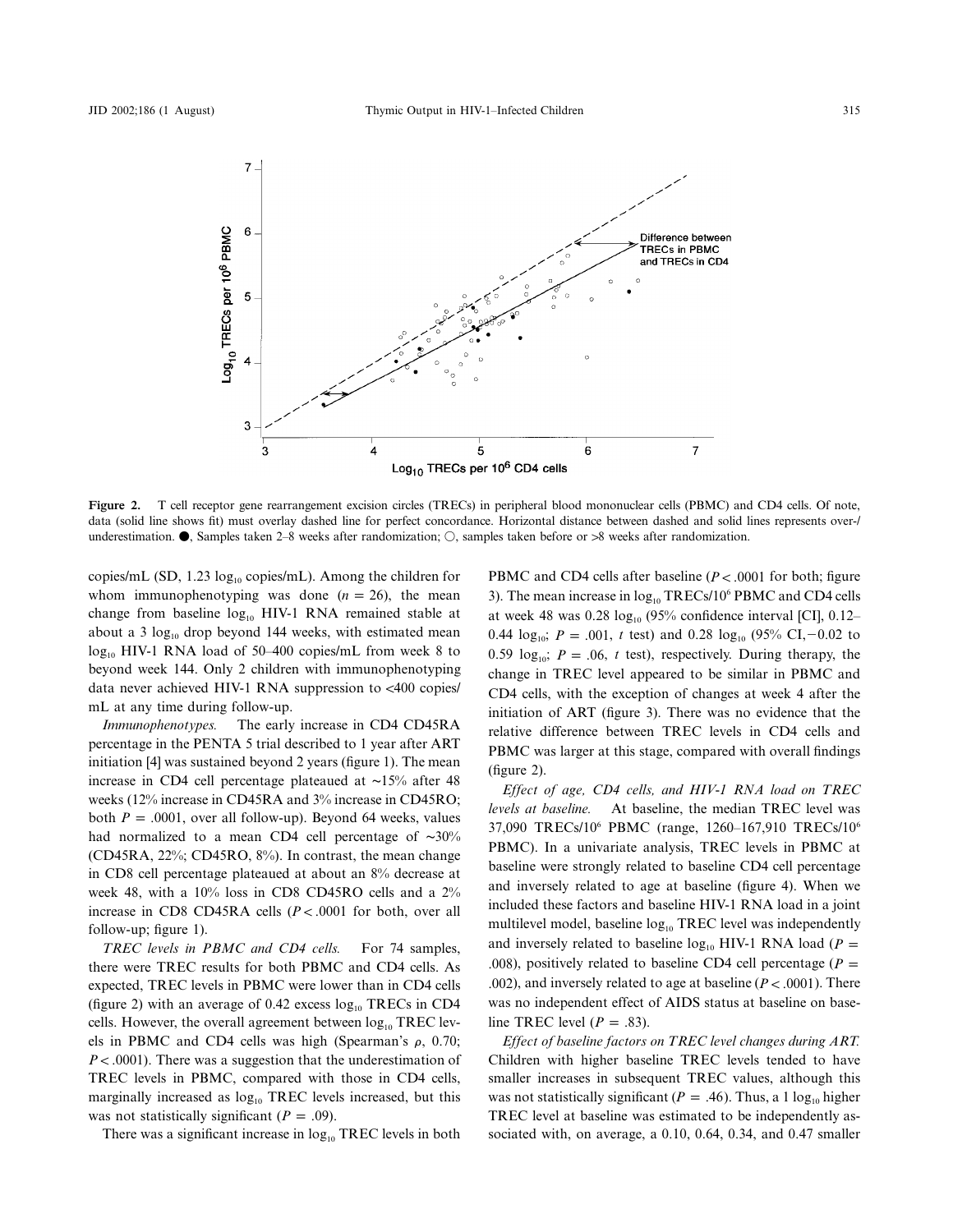Figure 2. T cell receptor gene rearrangement excision circles (TRECs) in peripheral blood mononuclear cells (PBMC) and CD4 cells. Of note, data (solid line shows fit) must overlay dashed line for perfect concordance. Horizontal distance between dashed and solid lines represents over-/underestimation. ●, Samples taken 2–8 weeks after randomization; ○, samples taken before or >8 weeks after randomization.

copies/mL (SD, 1.23 $\log_{10}$ copies/mL). Among the children for whom immunophenotyping was done ($n = 26$), the mean change from baseline $\log_{10}$ HIV-1 RNA remained stable at about a 3 $\log_{10}$ drop beyond 144 weeks, with estimated mean $\log_{10}$ HIV-1 RNA load of 50–400 copies/mL from week 8 to beyond week 144. Only 2 children with immunophenotyping data never achieved HIV-1 RNA suppression to <400 copies/mL at any time during follow-up.

*Immunophenotypes.* The early increase in CD4 CD45RA percentage in the PENTA 5 trial described to 1 year after ART initiation [4] was sustained beyond 2 years (figure 1). The mean increase in CD4 cell percentage plateaued at ~15% after 48 weeks (12% increase in CD45RA and 3% increase in CD45RO; both $P = .0001$, over all follow-up). Beyond 64 weeks, values had normalized to a mean CD4 cell percentage of ~30% (CD45RA, 22%; CD45RO, 8%). In contrast, the mean change in CD8 cell percentage plateaued at about an 8% decrease at week 48, with a 10% loss in CD8 CD45RO cells and a 2% increase in CD8 CD45RA cells ($P < .0001$ for both, over all follow-up; figure 1).

*TREC levels in PBMC and CD4 cells.* For 74 samples, there were TREC results for both PBMC and CD4 cells. As expected, TREC levels in PBMC were lower than in CD4 cells (figure 2) with an average of 0.42 excess $\log_{10}$ TRECs in CD4 cells. However, the overall agreement between $\log_{10}$ TREC levels in PBMC and CD4 cells was high (Spearman's $\rho$, 0.70; $P < .0001$). There was a suggestion that the underestimation of TREC levels in PBMC, compared with those in CD4 cells, marginally increased as $\log_{10}$ TREC levels increased, but this was not statistically significant ($P = .09$).

There was a significant increase in $\log_{10}$ TREC levels in both PBMC and CD4 cells after baseline ($P < .0001$ for both; figure 3). The mean increase in $\log_{10}$ TRECs/$10^6$ PBMC and CD4 cells at week 48 was 0.28 $\log_{10}$ (95% confidence interval [CI], 0.12–0.44 $\log_{10}$; $P = .001$, $t$ test) and 0.28 $\log_{10}$ (95% CI, −0.02 to 0.59 $\log_{10}$; $P = .06$, $t$ test), respectively. During therapy, the change in TREC level appeared to be similar in PBMC and CD4 cells, with the exception of changes at week 4 after the initiation of ART (figure 3). There was no evidence that the relative difference between TREC levels in CD4 cells and PBMC was larger at this stage, compared with overall findings (figure 2).

*Effect of age, CD4 cells, and HIV-1 RNA load on TREC levels at baseline.* At baseline, the median TREC level was 37,090 TRECs/$10^6$ PBMC (range, 1260–167,910 TRECs/$10^6$ PBMC). In a univariate analysis, TREC levels in PBMC at baseline were strongly related to baseline CD4 cell percentage and inversely related to age at baseline (figure 4). When we included these factors and baseline HIV-1 RNA load in a joint multilevel model, baseline $\log_{10}$ TREC level was independently and inversely related to baseline $\log_{10}$ HIV-1 RNA load ($P = .008$), positively related to baseline CD4 cell percentage ($P = .002$), and inversely related to age at baseline ($P < .0001$). There was no independent effect of AIDS status at baseline on baseline TREC level ($P = .83$).

*Effect of baseline factors on TREC level changes during ART.* Children with higher baseline TREC levels tended to have smaller increases in subsequent TREC values, although this was not statistically significant ($P = .46$). Thus, a 1 $\log_{10}$ higher TREC level at baseline was estimated to be independently associated with, on average, a 0.10, 0.64, 0.34, and 0.47 smaller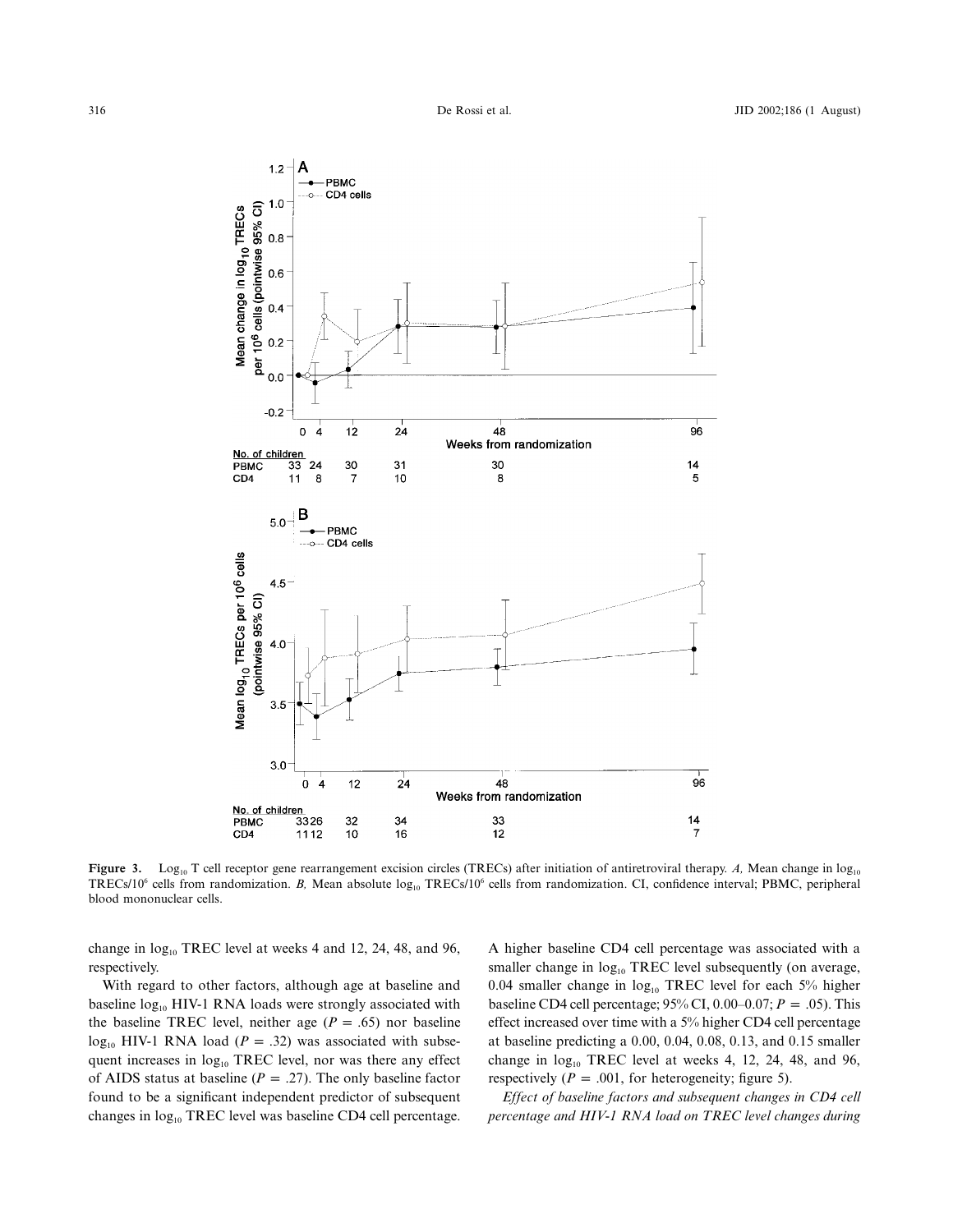**Figure 3.** $Log_{10}$ T cell receptor gene rearrangement excision circles (TRECs) after initiation of antiretroviral therapy. *A,* Mean change in $log_{10}$ TRECs/$10^6$ cells from randomization. *B,* Mean absolute $log_{10}$ TRECs/$10^6$ cells from randomization. CI, confidence interval; PBMC, peripheral blood mononuclear cells.

change in $log_{10}$ TREC level at weeks 4 and 12, 24, 48, and 96, respectively.

With regard to other factors, although age at baseline and baseline $log_{10}$ HIV-1 RNA loads were strongly associated with the baseline TREC level, neither age ($P = .65$) nor baseline $log_{10}$ HIV-1 RNA load ($P = .32$) was associated with subsequent increases in $log_{10}$ TREC level, nor was there any effect of AIDS status at baseline ($P = .27$). The only baseline factor found to be a significant independent predictor of subsequent changes in $log_{10}$ TREC level was baseline CD4 cell percentage. A higher baseline CD4 cell percentage was associated with a smaller change in $log_{10}$ TREC level subsequently (on average, 0.04 smaller change in $log_{10}$ TREC level for each 5% higher baseline CD4 cell percentage; 95% CI, 0.00–0.07; $P = .05$). This effect increased over time with a 5% higher CD4 cell percentage at baseline predicting a 0.00, 0.04, 0.08, 0.13, and 0.15 smaller change in $log_{10}$ TREC level at weeks 4, 12, 24, 48, and 96, respectively ($P = .001$, for heterogeneity; figure 5).

*Effect of baseline factors and subsequent changes in CD4 cell percentage and HIV-1 RNA load on TREC level changes during*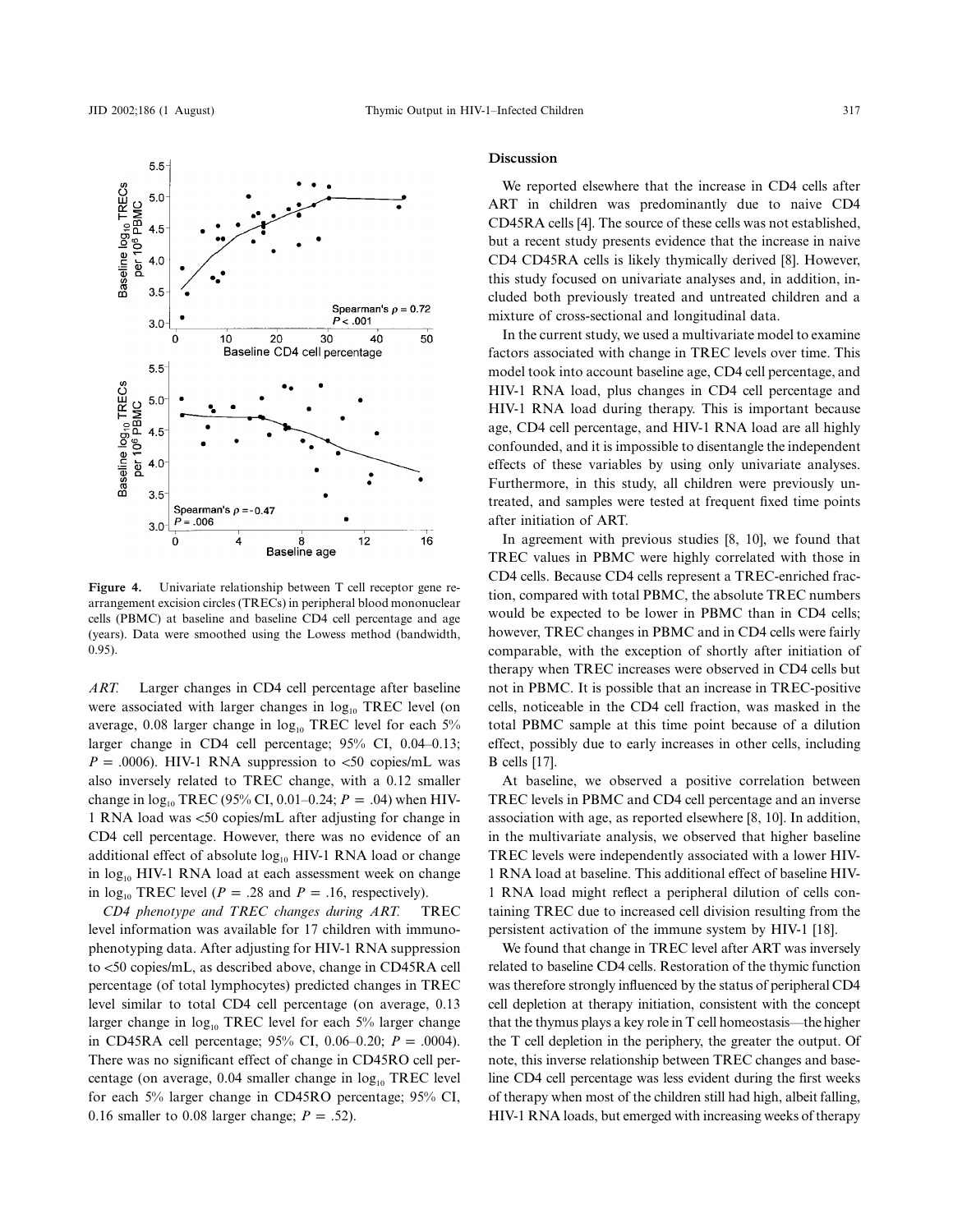Figure 4. Univariate relationship between T cell receptor gene rearrangement excision circles (TRECs) in peripheral blood mononuclear cells (PBMC) at baseline and baseline CD4 cell percentage and age (years). Data were smoothed using the Lowess method (bandwidth, 0.95).

*ART.* Larger changes in CD4 cell percentage after baseline were associated with larger changes in $\log_{10}$ TREC level (on average, 0.08 larger change in $\log_{10}$ TREC level for each 5% larger change in CD4 cell percentage; 95% CI, 0.04–0.13; $P = .0006$). HIV-1 RNA suppression to <50 copies/mL was also inversely related to TREC change, with a 0.12 smaller change in $\log_{10}$ TREC (95% CI, 0.01–0.24; $P = .04$) when HIV-1 RNA load was <50 copies/mL after adjusting for change in CD4 cell percentage. However, there was no evidence of an additional effect of absolute $\log_{10}$ HIV-1 RNA load or change in $\log_{10}$ HIV-1 RNA load at each assessment week on change in $\log_{10}$ TREC level ($P = .28$ and $P = .16$, respectively).

*CD4 phenotype and TREC changes during ART.* TREC level information was available for 17 children with immunophenotyping data. After adjusting for HIV-1 RNA suppression to <50 copies/mL, as described above, change in CD45RA cell percentage (of total lymphocytes) predicted changes in TREC level similar to total CD4 cell percentage (on average, 0.13 larger change in $\log_{10}$ TREC level for each 5% larger change in CD45RA cell percentage; 95% CI, 0.06–0.20; $P = .0004$). There was no significant effect of change in CD45RO cell percentage (on average, 0.04 smaller change in $\log_{10}$ TREC level for each 5% larger change in CD45RO percentage; 95% CI, 0.16 smaller to 0.08 larger change; $P = .52$).

## Discussion

We reported elsewhere that the increase in CD4 cells after ART in children was predominantly due to naive CD4 CD45RA cells [4]. The source of these cells was not established, but a recent study presents evidence that the increase in naive CD4 CD45RA cells is likely thymically derived [8]. However, this study focused on univariate analyses and, in addition, included both previously treated and untreated children and a mixture of cross-sectional and longitudinal data.

In the current study, we used a multivariate model to examine factors associated with change in TREC levels over time. This model took into account baseline age, CD4 cell percentage, and HIV-1 RNA load, plus changes in CD4 cell percentage and HIV-1 RNA load during therapy. This is important because age, CD4 cell percentage, and HIV-1 RNA load are all highly confounded, and it is impossible to disentangle the independent effects of these variables by using only univariate analyses. Furthermore, in this study, all children were previously untreated, and samples were tested at frequent fixed time points after initiation of ART.

In agreement with previous studies [8, 10], we found that TREC values in PBMC were highly correlated with those in CD4 cells. Because CD4 cells represent a TREC-enriched fraction, compared with total PBMC, the absolute TREC numbers would be expected to be lower in PBMC than in CD4 cells; however, TREC changes in PBMC and in CD4 cells were fairly comparable, with the exception of shortly after initiation of therapy when TREC increases were observed in CD4 cells but not in PBMC. It is possible that an increase in TREC-positive cells, noticeable in the CD4 cell fraction, was masked in the total PBMC sample at this time point because of a dilution effect, possibly due to early increases in other cells, including B cells [17].

At baseline, we observed a positive correlation between TREC levels in PBMC and CD4 cell percentage and an inverse association with age, as reported elsewhere [8, 10]. In addition, in the multivariate analysis, we observed that higher baseline TREC levels were independently associated with a lower HIV-1 RNA load at baseline. This additional effect of baseline HIV-1 RNA load might reflect a peripheral dilution of cells containing TREC due to increased cell division resulting from the persistent activation of the immune system by HIV-1 [18].

We found that change in TREC level after ART was inversely related to baseline CD4 cells. Restoration of the thymic function was therefore strongly influenced by the status of peripheral CD4 cell depletion at therapy initiation, consistent with the concept that the thymus plays a key role in T cell homeostasis—the higher the T cell depletion in the periphery, the greater the output. Of note, this inverse relationship between TREC changes and baseline CD4 cell percentage was less evident during the first weeks of therapy when most of the children still had high, albeit falling, HIV-1 RNA loads, but emerged with increasing weeks of therapy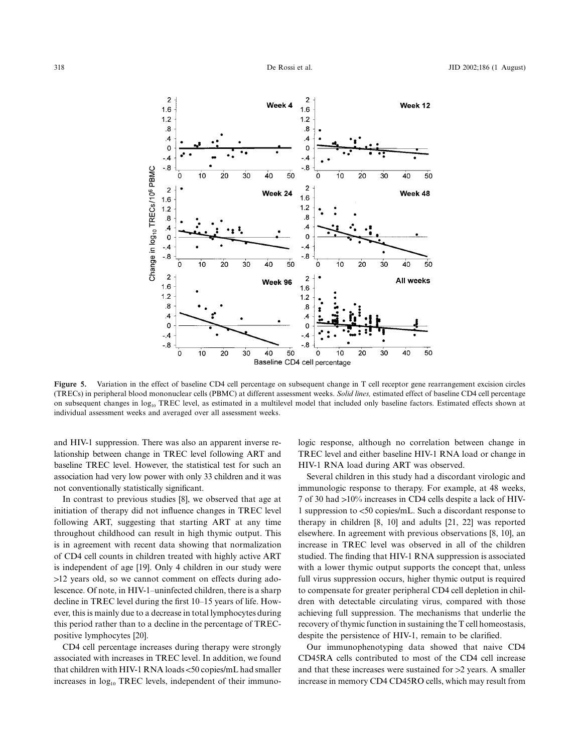**Figure 5.** Variation in the effect of baseline CD4 cell percentage on subsequent change in T cell receptor gene rearrangement excision circles (TRECs) in peripheral blood mononuclear cells (PBMC) at different assessment weeks. *Solid lines,* estimated effect of baseline CD4 cell percentage on subsequent changes in $\log_{10}$ TREC level, as estimated in a multilevel model that included only baseline factors. Estimated effects shown at individual assessment weeks and averaged over all assessment weeks.

and HIV-1 suppression. There was also an apparent inverse relationship between change in TREC level following ART and baseline TREC level. However, the statistical test for such an association had very low power with only 33 children and it was not conventionally statistically significant.

In contrast to previous studies [8], we observed that age at initiation of therapy did not influence changes in TREC level following ART, suggesting that starting ART at any time throughout childhood can result in high thymic output. This is in agreement with recent data showing that normalization of CD4 cell counts in children treated with highly active ART is independent of age [19]. Only 4 children in our study were >12 years old, so we cannot comment on effects during adolescence. Of note, in HIV-1–uninfected children, there is a sharp decline in TREC level during the first 10–15 years of life. However, this is mainly due to a decrease in total lymphocytes during this period rather than to a decline in the percentage of TREC-positive lymphocytes [20].

CD4 cell percentage increases during therapy were strongly associated with increases in TREC level. In addition, we found that children with HIV-1 RNA loads <50 copies/mL had smaller increases in $\log_{10}$ TREC levels, independent of their immunologic response, although no correlation between change in TREC level and either baseline HIV-1 RNA load or change in HIV-1 RNA load during ART was observed.

Several children in this study had a discordant virologic and immunologic response to therapy. For example, at 48 weeks, 7 of 30 had >10% increases in CD4 cells despite a lack of HIV-1 suppression to <50 copies/mL. Such a discordant response to therapy in children [8, 10] and adults [21, 22] was reported elsewhere. In agreement with previous observations [8, 10], an increase in TREC level was observed in all of the children studied. The finding that HIV-1 RNA suppression is associated with a lower thymic output supports the concept that, unless full virus suppression occurs, higher thymic output is required to compensate for greater peripheral CD4 cell depletion in children with detectable circulating virus, compared with those achieving full suppression. The mechanisms that underlie the recovery of thymic function in sustaining the T cell homeostasis, despite the persistence of HIV-1, remain to be clarified.

Our immunophenotyping data showed that naive CD4 CD45RA cells contributed to most of the CD4 cell increase and that these increases were sustained for >2 years. A smaller increase in memory CD4 CD45RO cells, which may result from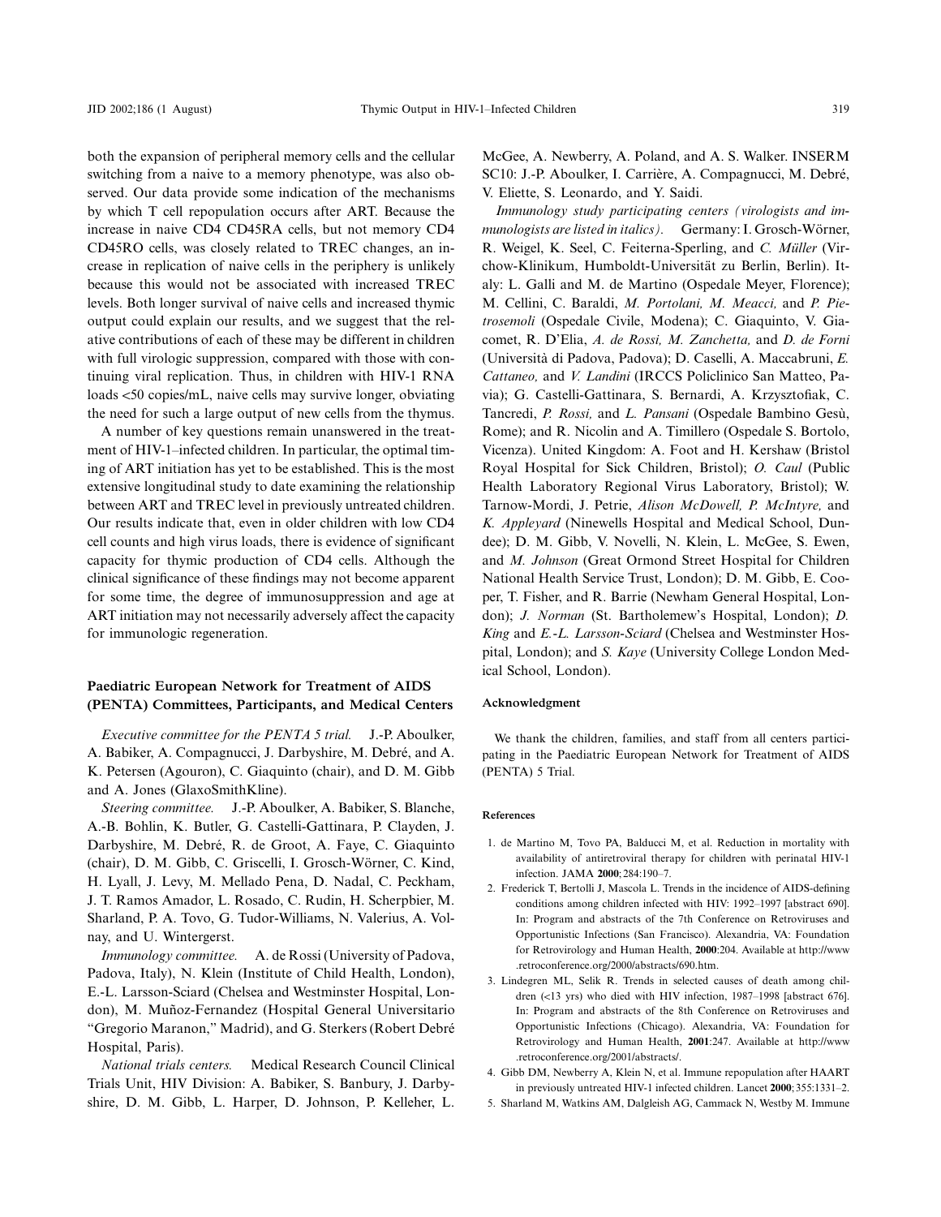both the expansion of peripheral memory cells and the cellular switching from a naive to a memory phenotype, was also observed. Our data provide some indication of the mechanisms by which T cell repopulation occurs after ART. Because the increase in naive CD4 CD45RA cells, but not memory CD4 CD45RO cells, was closely related to TREC changes, an increase in replication of naive cells in the periphery is unlikely because this would not be associated with increased TREC levels. Both longer survival of naive cells and increased thymic output could explain our results, and we suggest that the relative contributions of each of these may be different in children with full virologic suppression, compared with those with continuing viral replication. Thus, in children with HIV-1 RNA loads <50 copies/mL, naive cells may survive longer, obviating the need for such a large output of new cells from the thymus.

A number of key questions remain unanswered in the treatment of HIV-1–infected children. In particular, the optimal timing of ART initiation has yet to be established. This is the most extensive longitudinal study to date examining the relationship between ART and TREC level in previously untreated children. Our results indicate that, even in older children with low CD4 cell counts and high virus loads, there is evidence of significant capacity for thymic production of CD4 cells. Although the clinical significance of these findings may not become apparent for some time, the degree of immunosuppression and age at ART initiation may not necessarily adversely affect the capacity for immunologic regeneration.

## Paediatric European Network for Treatment of AIDS (PENTA) Committees, Participants, and Medical Centers

*Executive committee for the PENTA 5 trial.* J.-P. Aboulker, A. Babiker, A. Compagnucci, J. Darbyshire, M. Debré, and A. K. Petersen (Agouron), C. Giaquinto (chair), and D. M. Gibb and A. Jones (GlaxoSmithKline).

*Steering committee.* J.-P. Aboulker, A. Babiker, S. Blanche, A.-B. Bohlin, K. Butler, G. Castelli-Gattinara, P. Clayden, J. Darbyshire, M. Debré, R. de Groot, A. Faye, C. Giaquinto (chair), D. M. Gibb, C. Griscelli, I. Grosch-Wörner, C. Kind, H. Lyall, J. Levy, M. Mellado Pena, D. Nadal, C. Peckham, J. T. Ramos Amador, L. Rosado, C. Rudin, H. Scherpbier, M. Sharland, P. A. Tovo, G. Tudor-Williams, N. Valerius, A. Volnay, and U. Wintergerst.

*Immunology committee.* A. de Rossi (University of Padova, Padova, Italy), N. Klein (Institute of Child Health, London), E.-L. Larsson-Sciard (Chelsea and Westminster Hospital, London), M. Muñoz-Fernandez (Hospital General Universitario "Gregorio Maranon," Madrid), and G. Sterkers (Robert Debré Hospital, Paris).

*National trials centers.* Medical Research Council Clinical Trials Unit, HIV Division: A. Babiker, S. Banbury, J. Darbyshire, D. M. Gibb, L. Harper, D. Johnson, P. Kelleher, L. McGee, A. Newberry, A. Poland, and A. S. Walker. INSERM SC10: J.-P. Aboulker, I. Carrière, A. Compagnucci, M. Debré, V. Eliette, S. Leonardo, and Y. Saidi.

*Immunology study participating centers (virologists and immunologists are listed in italics).* Germany: I. Grosch-Wörner, R. Weigel, K. Seel, C. Feiterna-Sperling, and *C. Müller* (Virchow-Klinikum, Humboldt-Universität zu Berlin, Berlin). Italy: L. Galli and M. de Martino (Ospedale Meyer, Florence); M. Cellini, C. Baraldi, *M. Portolani, M. Meacci,* and *P. Pietrosemoli* (Ospedale Civile, Modena); C. Giaquinto, V. Giacomet, R. D'Elia, *A. de Rossi, M. Zanchetta,* and *D. de Forni* (Università di Padova, Padova); D. Caselli, A. Maccabruni, *E. Cattaneo,* and *V. Landini* (IRCCS Policlinico San Matteo, Pavia); G. Castelli-Gattinara, S. Bernardi, A. Krzysztofiak, C. Tancredi, *P. Rossi,* and *L. Pansani* (Ospedale Bambino Gesù, Rome); and R. Nicolin and A. Timillero (Ospedale S. Bortolo, Vicenza). United Kingdom: A. Foot and H. Kershaw (Bristol Royal Hospital for Sick Children, Bristol); *O. Caul* (Public Health Laboratory Regional Virus Laboratory, Bristol); W. Tarnow-Mordi, J. Petrie, *Alison McDowell, P. McIntyre,* and *K. Appleyard* (Ninewells Hospital and Medical School, Dundee); D. M. Gibb, V. Novelli, N. Klein, L. McGee, S. Ewen, and *M. Johnson* (Great Ormond Street Hospital for Children National Health Service Trust, London); D. M. Gibb, E. Cooper, T. Fisher, and R. Barrie (Newham General Hospital, London); *J. Norman* (St. Bartholemew's Hospital, London); *D. King* and *E.-L. Larsson-Sciard* (Chelsea and Westminster Hospital, London); and *S. Kaye* (University College London Medical School, London).

## Acknowledgment

We thank the children, families, and staff from all centers participating in the Paediatric European Network for Treatment of AIDS (PENTA) 5 Trial.

## References

1. de Martino M, Tovo PA, Balducci M, et al. Reduction in mortality with availability of antiretroviral therapy for children with perinatal HIV-1 infection. JAMA **2000**;284:190–7.
2. Frederick T, Bertolli J, Mascola L. Trends in the incidence of AIDS-defining conditions among children infected with HIV: 1992–1997 [abstract 690]. In: Program and abstracts of the 7th Conference on Retroviruses and Opportunistic Infections (San Francisco). Alexandria, VA: Foundation for Retrovirology and Human Health, **2000**:204. Available at http://www.retroconference.org/2000/abstracts/690.htm.
3. Lindegren ML, Selik R. Trends in selected causes of death among children (<13 yrs) who died with HIV infection, 1987–1998 [abstract 676]. In: Program and abstracts of the 8th Conference on Retroviruses and Opportunistic Infections (Chicago). Alexandria, VA: Foundation for Retrovirology and Human Health, **2001**:247. Available at http://www.retroconference.org/2001/abstracts/.
4. Gibb DM, Newberry A, Klein N, et al. Immune repopulation after HAART in previously untreated HIV-1 infected children. Lancet **2000**;355:1331–2.
5. Sharland M, Watkins AM, Dalgleish AG, Cammack N, Westby M. Immune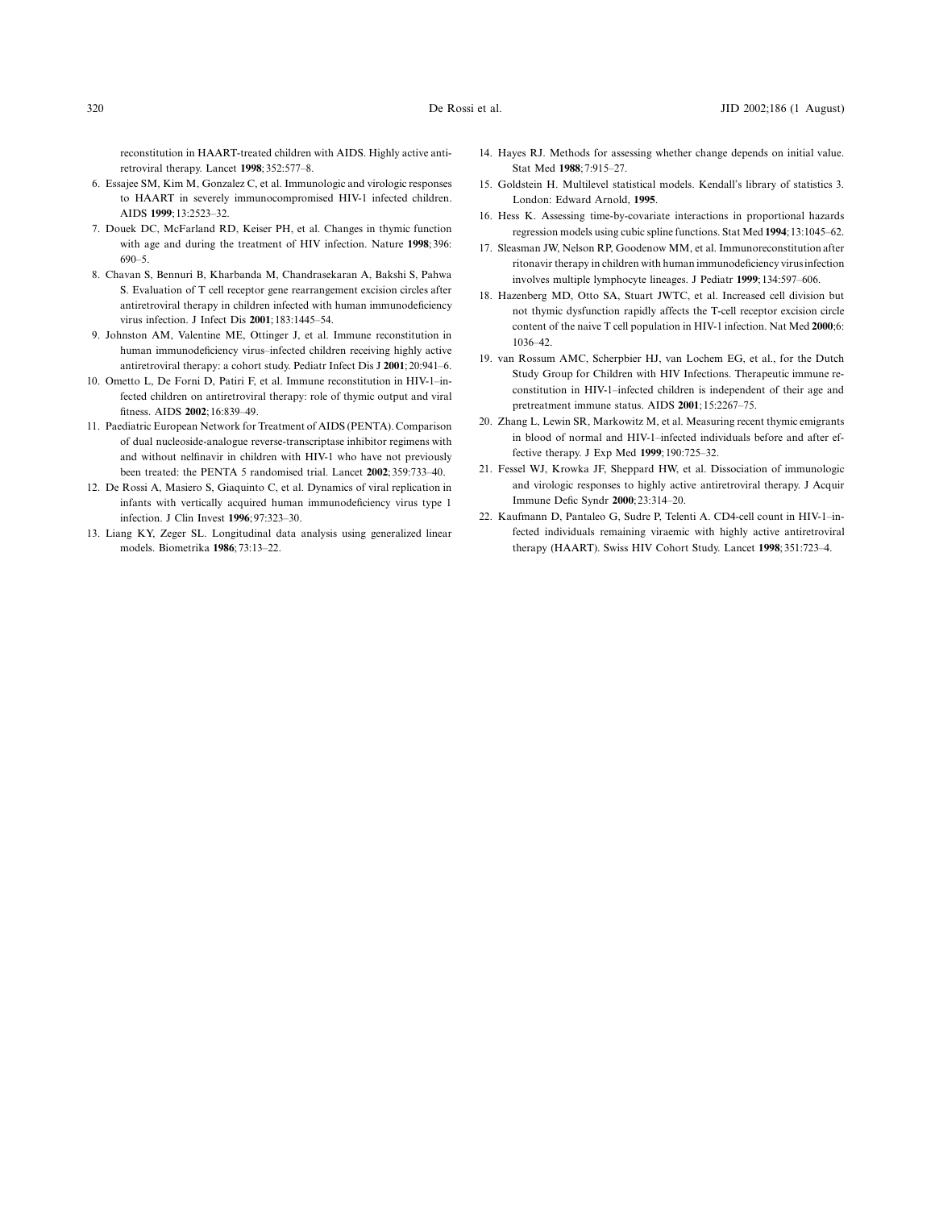reconstitution in HAART-treated children with AIDS. Highly active antiretroviral therapy. Lancet **1998**; 352:577–8.

6. Essajee SM, Kim M, Gonzalez C, et al. Immunologic and virologic responses to HAART in severely immunocompromised HIV-1 infected children. AIDS **1999**; 13:2523–32.
7. Douek DC, McFarland RD, Keiser PH, et al. Changes in thymic function with age and during the treatment of HIV infection. Nature **1998**; 396: 690–5.
8. Chavan S, Bennuri B, Kharbanda M, Chandrasekaran A, Bakshi S, Pahwa S. Evaluation of T cell receptor gene rearrangement excision circles after antiretroviral therapy in children infected with human immunodeficiency virus infection. J Infect Dis **2001**; 183:1445–54.
9. Johnston AM, Valentine ME, Ottinger J, et al. Immune reconstitution in human immunodeficiency virus–infected children receiving highly active antiretroviral therapy: a cohort study. Pediatr Infect Dis J **2001**; 20:941–6.
10. Ometto L, De Forni D, Patiri F, et al. Immune reconstitution in HIV-1–infected children on antiretroviral therapy: role of thymic output and viral fitness. AIDS **2002**; 16:839–49.
11. Paediatric European Network for Treatment of AIDS (PENTA). Comparison of dual nucleoside-analogue reverse-transcriptase inhibitor regimens with and without nelfinavir in children with HIV-1 who have not previously been treated: the PENTA 5 randomised trial. Lancet **2002**; 359:733–40.
12. De Rossi A, Masiero S, Giaquinto C, et al. Dynamics of viral replication in infants with vertically acquired human immunodeficiency virus type 1 infection. J Clin Invest **1996**; 97:323–30.
13. Liang KY, Zeger SL. Longitudinal data analysis using generalized linear models. Biometrika **1986**; 73:13–22.
14. Hayes RJ. Methods for assessing whether change depends on initial value. Stat Med **1988**; 7:915–27.
15. Goldstein H. Multilevel statistical models. Kendall's library of statistics 3. London: Edward Arnold, **1995**.
16. Hess K. Assessing time-by-covariate interactions in proportional hazards regression models using cubic spline functions. Stat Med **1994**; 13:1045–62.
17. Sleasman JW, Nelson RP, Goodenow MM, et al. Immunoreconstitution after ritonavir therapy in children with human immunodeficiency virus infection involves multiple lymphocyte lineages. J Pediatr **1999**; 134:597–606.
18. Hazenberg MD, Otto SA, Stuart JWTC, et al. Increased cell division but not thymic dysfunction rapidly affects the T-cell receptor excision circle content of the naive T cell population in HIV-1 infection. Nat Med **2000**; 6: 1036–42.
19. van Rossum AMC, Scherpbier HJ, van Lochem EG, et al., for the Dutch Study Group for Children with HIV Infections. Therapeutic immune reconstitution in HIV-1–infected children is independent of their age and pretreatment immune status. AIDS **2001**; 15:2267–75.
20. Zhang L, Lewin SR, Markowitz M, et al. Measuring recent thymic emigrants in blood of normal and HIV-1–infected individuals before and after effective therapy. J Exp Med **1999**; 190:725–32.
21. Fessel WJ, Krowka JF, Sheppard HW, et al. Dissociation of immunologic and virologic responses to highly active antiretroviral therapy. J Acquir Immune Defic Syndr **2000**; 23:314–20.
22. Kaufmann D, Pantaleo G, Sudre P, Telenti A. CD4-cell count in HIV-1–infected individuals remaining viraemic with highly active antiretroviral therapy (HAART). Swiss HIV Cohort Study. Lancet **1998**; 351:723–4.